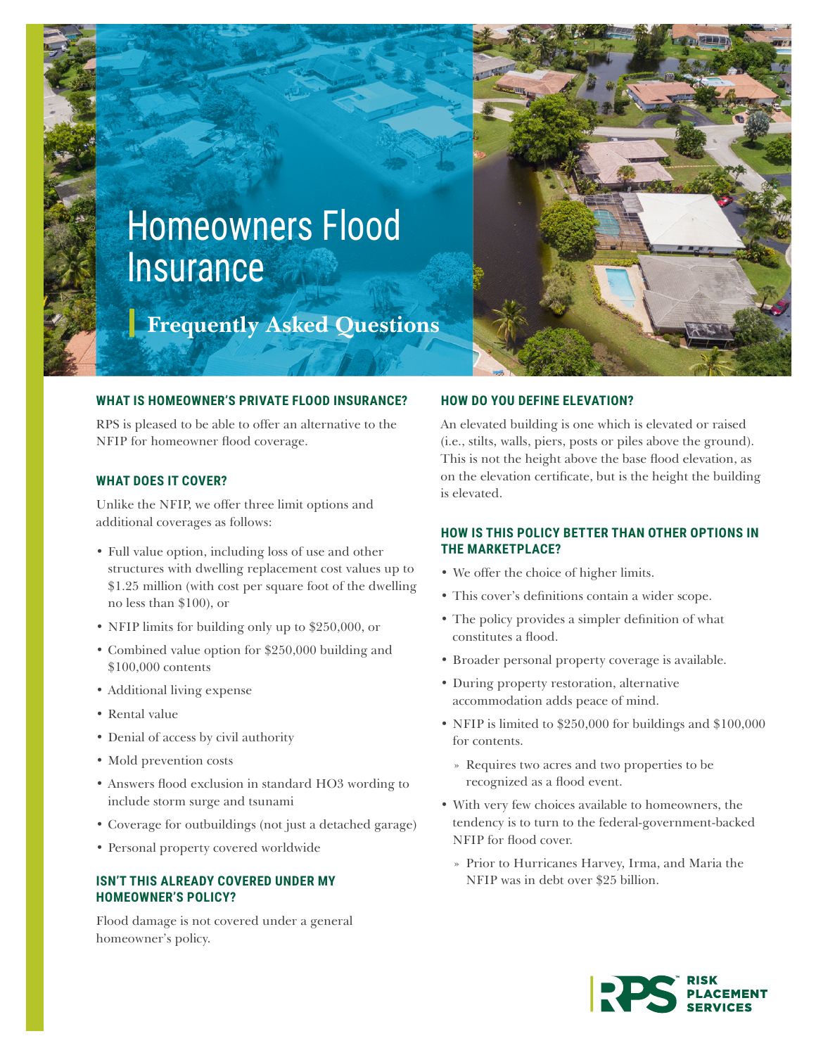# Homeowners Flood Insurance

## Frequently Asked Questions

### WHAT IS HOMEOWNER'S PRIVATE FLOOD INSURANCE?

RPS is pleased to be able to offer an alternative to the NFIP for homeowner flood coverage.

### WHAT DOES IT COVER?

Unlike the NFIP, we offer three limit options and additional coverages as follows:

- Full value option, including loss of use and other structures with dwelling replacement cost values up to $1.25 million (with cost per square foot of the dwelling no less than $100), or
- NFIP limits for building only up to $250,000, or
- Combined value option for $250,000 building and $100,000 contents
- Additional living expense
- Rental value
- Denial of access by civil authority
- Mold prevention costs
- Answers flood exclusion in standard HO3 wording to include storm surge and tsunami
- Coverage for outbuildings (not just a detached garage)
- Personal property covered worldwide

### ISN'T THIS ALREADY COVERED UNDER MY HOMEOWNER'S POLICY?

Flood damage is not covered under a general homeowner's policy.

### HOW DO YOU DEFINE ELEVATION?

An elevated building is one which is elevated or raised (i.e., stilts, walls, piers, posts or piles above the ground). This is not the height above the base flood elevation, as on the elevation certificate, but is the height the building is elevated.

### HOW IS THIS POLICY BETTER THAN OTHER OPTIONS IN THE MARKETPLACE?

- We offer the choice of higher limits.
- This cover's definitions contain a wider scope.
- The policy provides a simpler definition of what constitutes a flood.
- Broader personal property coverage is available.
- During property restoration, alternative accommodation adds peace of mind.
- NFIP is limited to $250,000 for buildings and $100,000 for contents.
  - Requires two acres and two properties to be recognized as a flood event.
- With very few choices available to homeowners, the tendency is to turn to the federal-government-backed NFIP for flood cover.
  - Prior to Hurricanes Harvey, Irma, and Maria the NFIP was in debt over $25 billion.

RPS RISK PLACEMENT SERVICES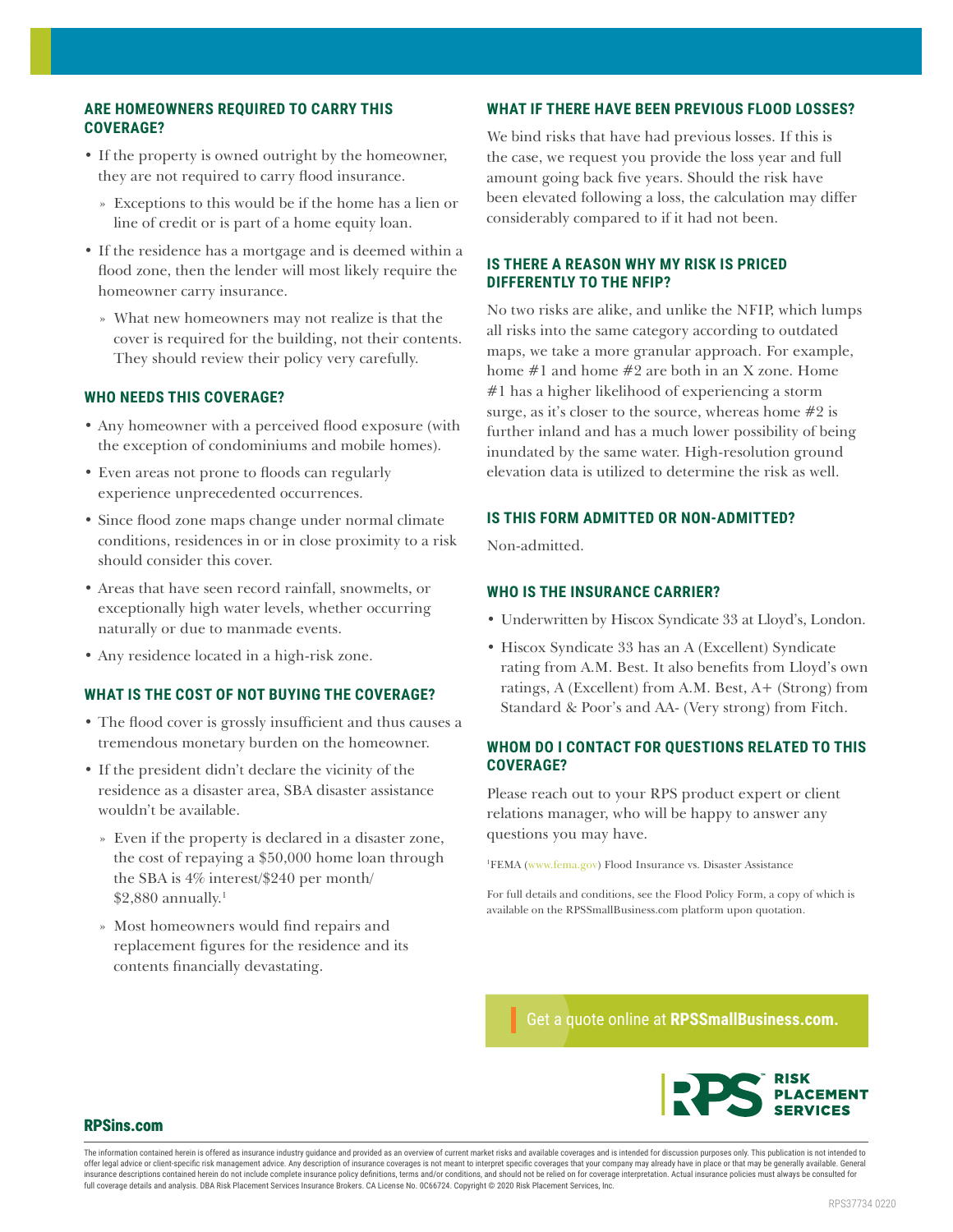## ARE HOMEOWNERS REQUIRED TO CARRY THIS COVERAGE?

- If the property is owned outright by the homeowner, they are not required to carry flood insurance.
  - Exceptions to this would be if the home has a lien or line of credit or is part of a home equity loan.
- If the residence has a mortgage and is deemed within a flood zone, then the lender will most likely require the homeowner carry insurance.
  - What new homeowners may not realize is that the cover is required for the building, not their contents. They should review their policy very carefully.

## WHO NEEDS THIS COVERAGE?

- Any homeowner with a perceived flood exposure (with the exception of condominiums and mobile homes).
- Even areas not prone to floods can regularly experience unprecedented occurrences.
- Since flood zone maps change under normal climate conditions, residences in or in close proximity to a risk should consider this cover.
- Areas that have seen record rainfall, snowmelts, or exceptionally high water levels, whether occurring naturally or due to manmade events.
- Any residence located in a high-risk zone.

## WHAT IS THE COST OF NOT BUYING THE COVERAGE?

- The flood cover is grossly insufficient and thus causes a tremendous monetary burden on the homeowner.
- If the president didn't declare the vicinity of the residence as a disaster area, SBA disaster assistance wouldn't be available.
  - Even if the property is declared in a disaster zone, the cost of repaying a $50,000 home loan through the SBA is 4% interest/$240 per month/ $2,880 annually.[1]
  - Most homeowners would find repairs and replacement figures for the residence and its contents financially devastating.

## WHAT IF THERE HAVE BEEN PREVIOUS FLOOD LOSSES?

We bind risks that have had previous losses. If this is the case, we request you provide the loss year and full amount going back five years. Should the risk have been elevated following a loss, the calculation may differ considerably compared to if it had not been.

## IS THERE A REASON WHY MY RISK IS PRICED DIFFERENTLY TO THE NFIP?

No two risks are alike, and unlike the NFIP, which lumps all risks into the same category according to outdated maps, we take a more granular approach. For example, home #1 and home #2 are both in an X zone. Home #1 has a higher likelihood of experiencing a storm surge, as it's closer to the source, whereas home #2 is further inland and has a much lower possibility of being inundated by the same water. High-resolution ground elevation data is utilized to determine the risk as well.

## IS THIS FORM ADMITTED OR NON-ADMITTED?

Non-admitted.

## WHO IS THE INSURANCE CARRIER?

- Underwritten by Hiscox Syndicate 33 at Lloyd's, London.
- Hiscox Syndicate 33 has an A (Excellent) Syndicate rating from A.M. Best. It also benefits from Lloyd's own ratings, A (Excellent) from A.M. Best, A+ (Strong) from Standard & Poor's and AA- (Very strong) from Fitch.

## WHOM DO I CONTACT FOR QUESTIONS RELATED TO THIS COVERAGE?

Please reach out to your RPS product expert or client relations manager, who will be happy to answer any questions you may have.

[1] FEMA (www.fema.gov) Flood Insurance vs. Disaster Assistance

For full details and conditions, see the Flood Policy Form, a copy of which is available on the RPSSmallBusiness.com platform upon quotation.

Get a quote online at **RPSSmallBusiness.com.**

RPS RISK PLACEMENT SERVICES

**RPSins.com**

The information contained herein is offered as insurance industry guidance and provided as an overview of current market risks and available coverages and is intended for discussion purposes only. This publication is not intended to offer legal advice or client-specific risk management advice. Any description of insurance coverages is not meant to interpret specific coverages that your company may already have in place or that may be generally available. General insurance descriptions contained herein do not include complete insurance policy definitions, terms and/or conditions, and should not be relied on for coverage interpretation. Actual insurance policies must always be consulted for full coverage details and analysis. DBA Risk Placement Services Insurance Brokers. CA License No. 0C66724. Copyright © 2020 Risk Placement Services, Inc.

RPS37734 0220